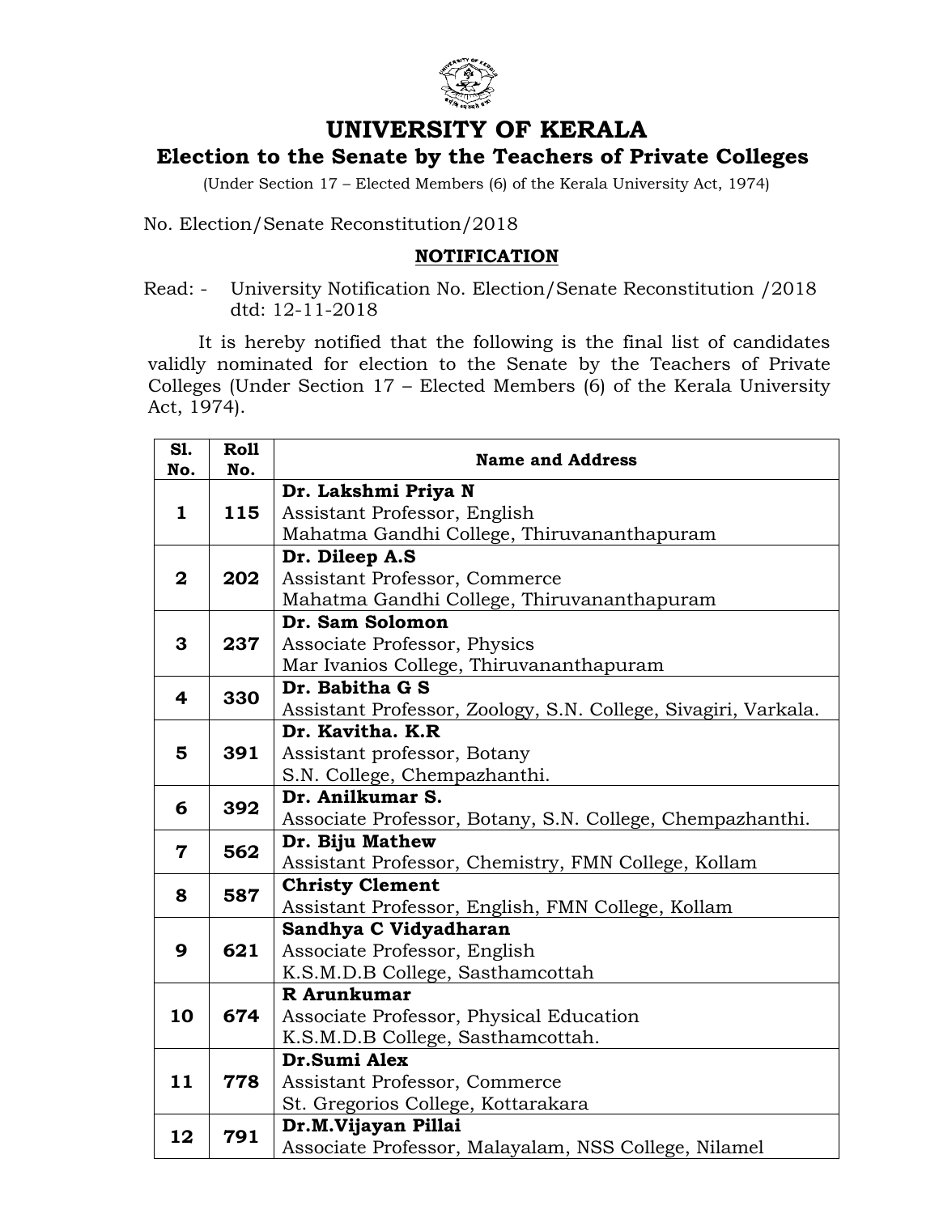# UNIVERSITY OF KERALA

## Election to the Senate by the Teachers of Private Colleges

(Under Section 17 – Elected Members (6) of the Kerala University Act, 1974)

No. Election/Senate Reconstitution/2018

**NOTIFICATION**

Read: - University Notification No. Election/Senate Reconstitution /2018 dtd: 12-11-2018

It is hereby notified that the following is the final list of candidates validly nominated for election to the Senate by the Teachers of Private Colleges (Under Section 17 – Elected Members (6) of the Kerala University Act, 1974).

| Sl. No. | Roll No. | Name and Address |
|---|---|---|
| **1** | **115** | **Dr. Lakshmi Priya N**<br>Assistant Professor, English<br>Mahatma Gandhi College, Thiruvananthapuram |
| **2** | **202** | **Dr. Dileep A.S**<br>Assistant Professor, Commerce<br>Mahatma Gandhi College, Thiruvananthapuram |
| **3** | **237** | **Dr. Sam Solomon**<br>Associate Professor, Physics<br>Mar Ivanios College, Thiruvananthapuram |
| **4** | **330** | **Dr. Babitha G S**<br>Assistant Professor, Zoology, S.N. College, Sivagiri, Varkala. |
| **5** | **391** | **Dr. Kavitha. K.R**<br>Assistant professor, Botany<br>S.N. College, Chempazhanthi. |
| **6** | **392** | **Dr. Anilkumar S.**<br>Associate Professor, Botany, S.N. College, Chempazhanthi. |
| **7** | **562** | **Dr. Biju Mathew**<br>Assistant Professor, Chemistry, FMN College, Kollam |
| **8** | **587** | **Christy Clement**<br>Assistant Professor, English, FMN College, Kollam |
| **9** | **621** | **Sandhya C Vidyadharan**<br>Associate Professor, English<br>K.S.M.D.B College, Sasthamcottah |
| **10** | **674** | **R Arunkumar**<br>Associate Professor, Physical Education<br>K.S.M.D.B College, Sasthamcottah. |
| **11** | **778** | **Dr.Sumi Alex**<br>Assistant Professor, Commerce<br>St. Gregorios College, Kottarakara |
| **12** | **791** | **Dr.M.Vijayan Pillai**<br>Associate Professor, Malayalam, NSS College, Nilamel |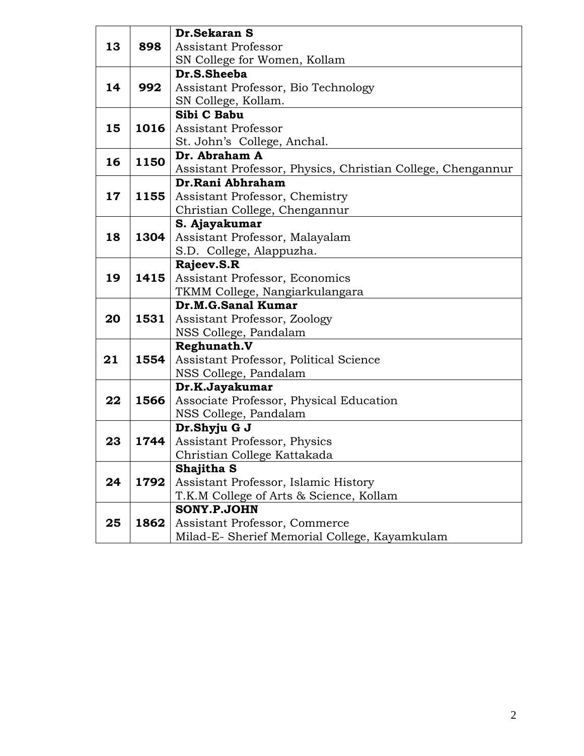| | | |
|---|---|---|
| **13** | **898** | **Dr.Sekaran S**<br>Assistant Professor<br>SN College for Women, Kollam |
| **14** | **992** | **Dr.S.Sheeba**<br>Assistant Professor, Bio Technology<br>SN College, Kollam. |
| **15** | **1016** | **Sibi C Babu**<br>Assistant Professor<br>St. John's College, Anchal. |
| **16** | **1150** | **Dr. Abraham A**<br>Assistant Professor, Physics, Christian College, Chengannur |
| **17** | **1155** | **Dr.Rani Abhraham**<br>Assistant Professor, Chemistry<br>Christian College, Chengannur |
| **18** | **1304** | **S. Ajayakumar**<br>Assistant Professor, Malayalam<br>S.D. College, Alappuzha. |
| **19** | **1415** | **Rajeev.S.R**<br>Assistant Professor, Economics<br>TKMM College, Nangiarkulangara |
| **20** | **1531** | **Dr.M.G.Sanal Kumar**<br>Assistant Professor, Zoology<br>NSS College, Pandalam |
| **21** | **1554** | **Reghunath.V**<br>Assistant Professor, Political Science<br>NSS College, Pandalam |
| **22** | **1566** | **Dr.K.Jayakumar**<br>Associate Professor, Physical Education<br>NSS College, Pandalam |
| **23** | **1744** | **Dr.Shyju G J**<br>Assistant Professor, Physics<br>Christian College Kattakada |
| **24** | **1792** | **Shajitha S**<br>Assistant Professor, Islamic History<br>T.K.M College of Arts & Science, Kollam |
| **25** | **1862** | **SONY.P.JOHN**<br>Assistant Professor, Commerce<br>Milad-E- Sherief Memorial College, Kayamkulam |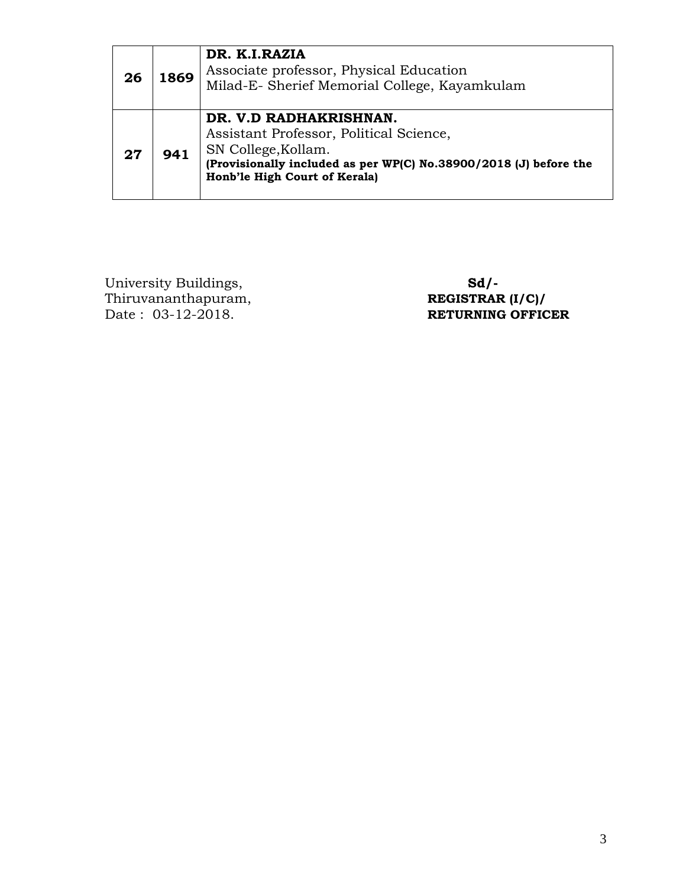| | | |
|---|---|---|
| **26** | **1869** | **DR. K.I.RAZIA**<br>Associate professor, Physical Education<br>Milad-E- Sherief Memorial College, Kayamkulam |
| **27** | **941** | **DR. V.D RADHAKRISHNAN.**<br>Assistant Professor, Political Science,<br>SN College,Kollam.<br>**(Provisionally included as per WP(C) No.38900/2018 (J) before the Honb'le High Court of Kerala)** |

University Buildings,
Thiruvananthapuram,
Date : 03-12-2018.

**Sd/-**
**REGISTRAR (I/C)/**
**RETURNING OFFICER**